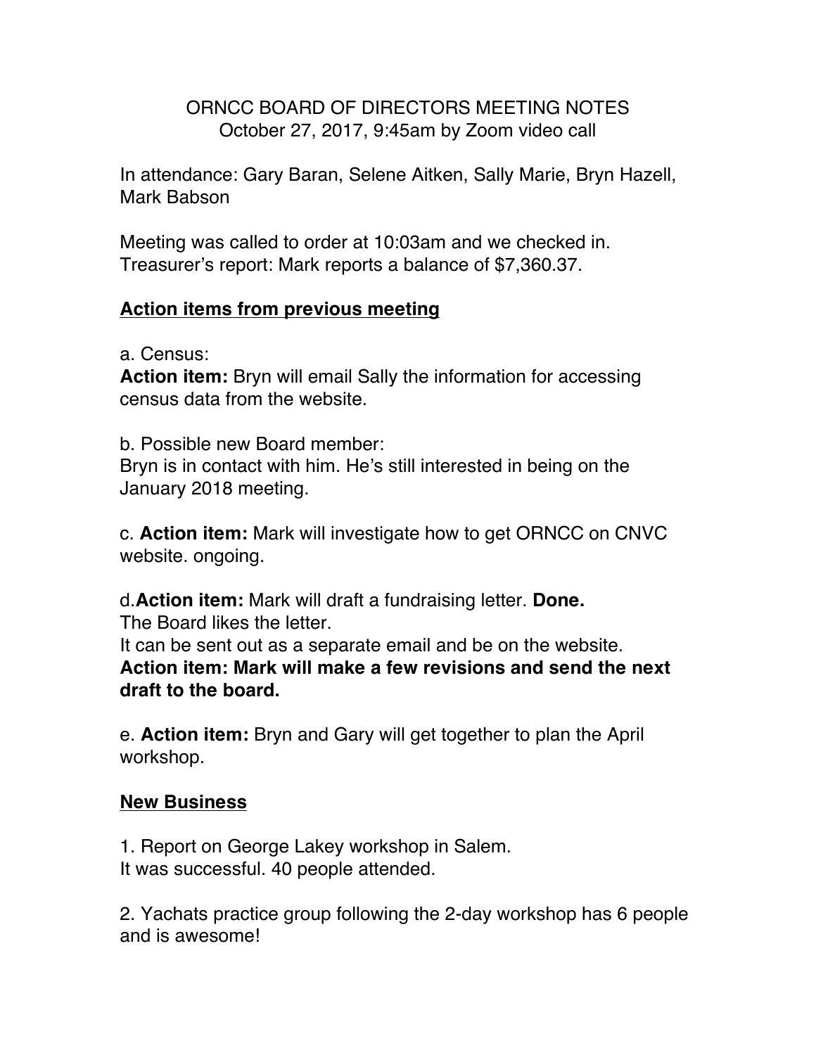# ORNCC BOARD OF DIRECTORS MEETING NOTES

October 27, 2017, 9:45am by Zoom video call

In attendance: Gary Baran, Selene Aitken, Sally Marie, Bryn Hazell, Mark Babson

Meeting was called to order at 10:03am and we checked in.
Treasurer's report: Mark reports a balance of $7,360.37.

## Action items from previous meeting

a. Census:
**Action item:** Bryn will email Sally the information for accessing census data from the website.

b. Possible new Board member:
Bryn is in contact with him. He's still interested in being on the January 2018 meeting.

c. **Action item:** Mark will investigate how to get ORNCC on CNVC website. ongoing.

d.**Action item:** Mark will draft a fundraising letter. **Done.**
The Board likes the letter.
It can be sent out as a separate email and be on the website.
**Action item: Mark will make a few revisions and send the next draft to the board.**

e. **Action item:** Bryn and Gary will get together to plan the April workshop.

## New Business

1. Report on George Lakey workshop in Salem.
It was successful. 40 people attended.

2. Yachats practice group following the 2-day workshop has 6 people and is awesome!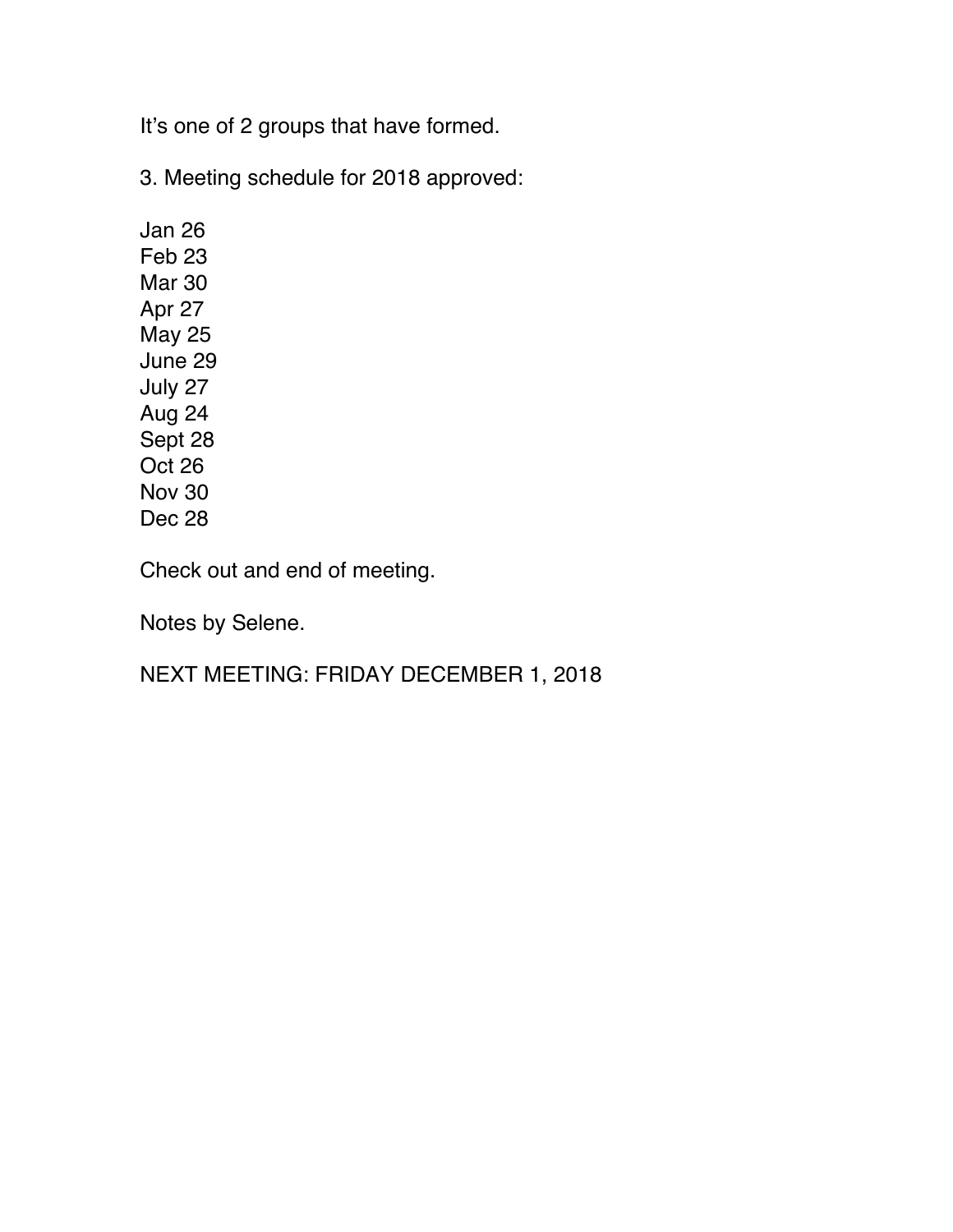It's one of 2 groups that have formed.

3. Meeting schedule for 2018 approved:

Jan 26
Feb 23
Mar 30
Apr 27
May 25
June 29
July 27
Aug 24
Sept 28
Oct 26
Nov 30
Dec 28

Check out and end of meeting.

Notes by Selene.

NEXT MEETING: FRIDAY DECEMBER 1, 2018